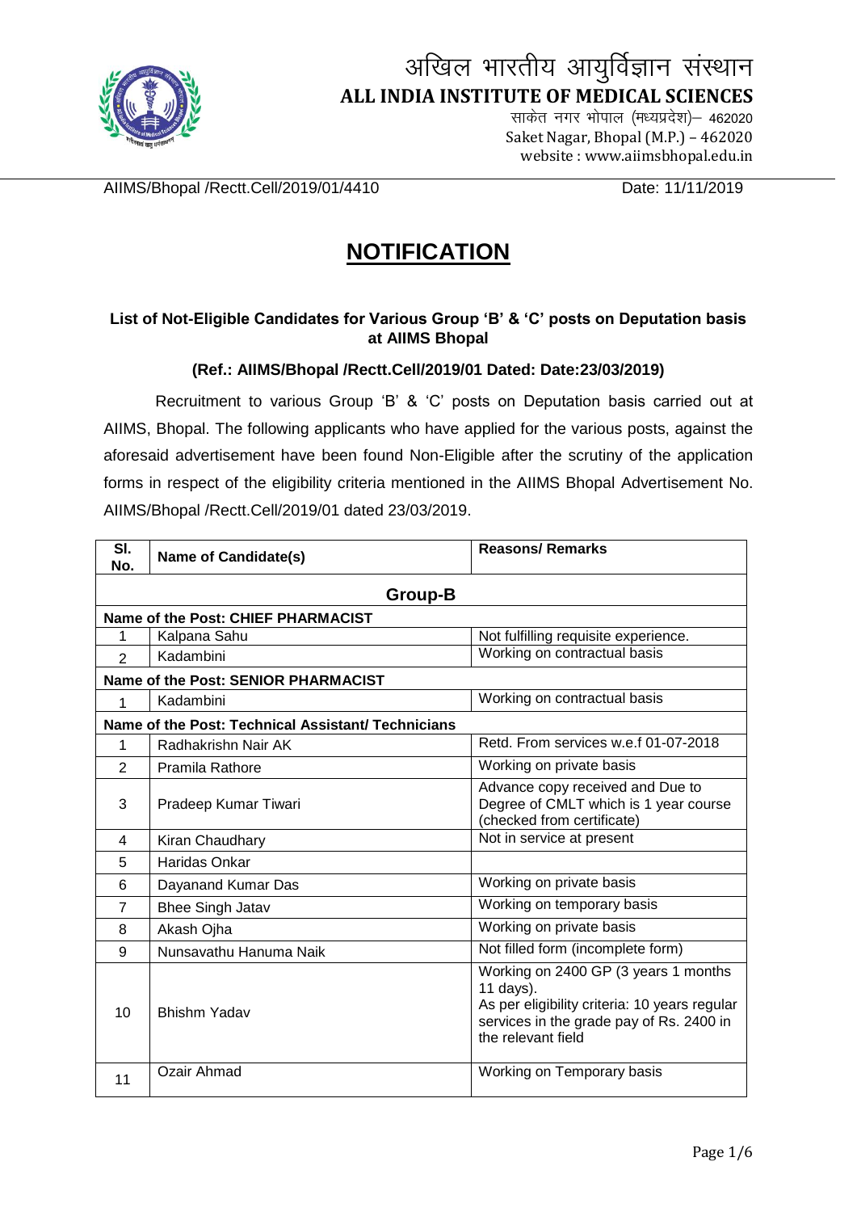# अखिल भारतीय आयुर्विज्ञान संस्थान
## ALL INDIA INSTITUTE OF MEDICAL SCIENCES

साकेत नगर भोपाल (मध्यप्रदेश)– 462020
Saket Nagar, Bhopal (M.P.) – 462020
website : www.aiimsbhopal.edu.in

AIIMS/Bhopal /Rectt.Cell/2019/01/4410 Date: 11/11/2019

# NOTIFICATION

**List of Not-Eligible Candidates for Various Group 'B' & 'C' posts on Deputation basis at AIIMS Bhopal**

**(Ref.: AIIMS/Bhopal /Rectt.Cell/2019/01 Dated: Date:23/03/2019)**

Recruitment to various Group 'B' & 'C' posts on Deputation basis carried out at AIIMS, Bhopal. The following applicants who have applied for the various posts, against the aforesaid advertisement have been found Non-Eligible after the scrutiny of the application forms in respect of the eligibility criteria mentioned in the AIIMS Bhopal Advertisement No. AIIMS/Bhopal /Rectt.Cell/2019/01 dated 23/03/2019.

| Sl. No. | Name of Candidate(s) | Reasons/ Remarks |
|---|---|---|
| **Group-B** | | |
| **Name of the Post: CHIEF PHARMACIST** | | |
| 1 | Kalpana Sahu | Not fulfilling requisite experience. |
| 2 | Kadambini | Working on contractual basis |
| **Name of the Post: SENIOR PHARMACIST** | | |
| 1 | Kadambini | Working on contractual basis |
| **Name of the Post: Technical Assistant/ Technicians** | | |
| 1 | Radhakrishn Nair AK | Retd. From services w.e.f 01-07-2018 |
| 2 | Pramila Rathore | Working on private basis |
| 3 | Pradeep Kumar Tiwari | Advance copy received and Due to Degree of CMLT which is 1 year course (checked from certificate) |
| 4 | Kiran Chaudhary | Not in service at present |
| 5 | Haridas Onkar | |
| 6 | Dayanand Kumar Das | Working on private basis |
| 7 | Bhee Singh Jatav | Working on temporary basis |
| 8 | Akash Ojha | Working on private basis |
| 9 | Nunsavathu Hanuma Naik | Not filled form (incomplete form) |
| 10 | Bhishm Yadav | Working on 2400 GP (3 years 1 months 11 days). As per eligibility criteria: 10 years regular services in the grade pay of Rs. 2400 in the relevant field |
| 11 | Ozair Ahmad | Working on Temporary basis |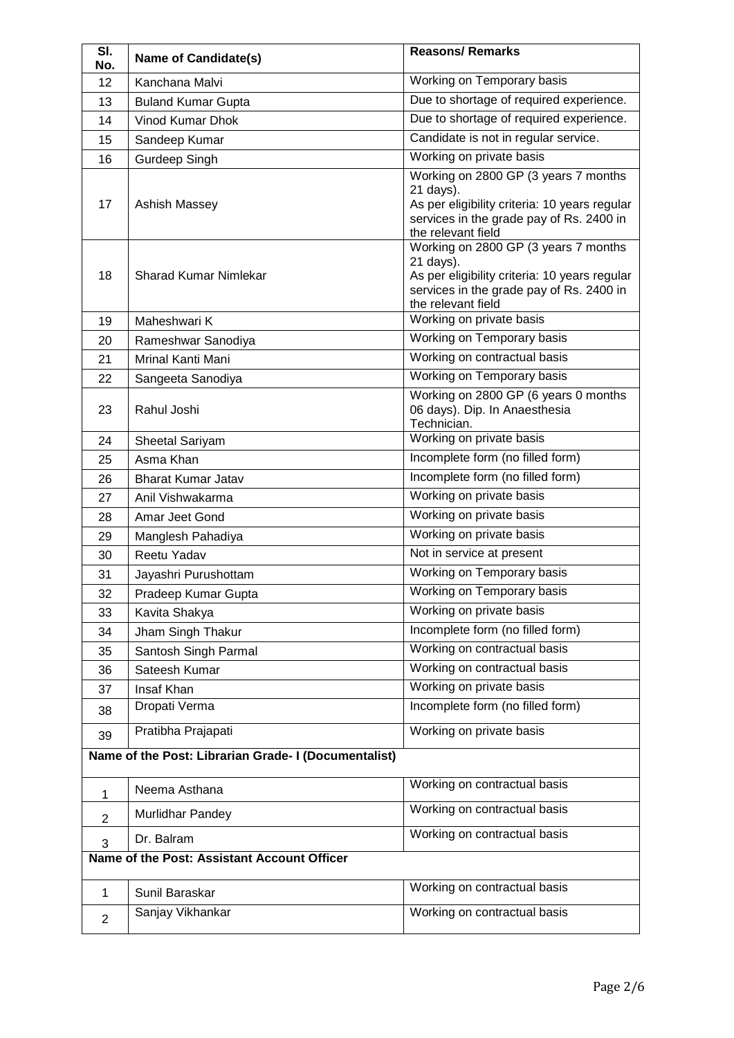| Sl. No. | Name of Candidate(s) | Reasons/ Remarks |
| --- | --- | --- |
| 12 | Kanchana Malvi | Working on Temporary basis |
| 13 | Buland Kumar Gupta | Due to shortage of required experience. |
| 14 | Vinod Kumar Dhok | Due to shortage of required experience. |
| 15 | Sandeep Kumar | Candidate is not in regular service. |
| 16 | Gurdeep Singh | Working on private basis |
| 17 | Ashish Massey | Working on 2800 GP (3 years 7 months 21 days). As per eligibility criteria: 10 years regular services in the grade pay of Rs. 2400 in the relevant field |
| 18 | Sharad Kumar Nimlekar | Working on 2800 GP (3 years 7 months 21 days). As per eligibility criteria: 10 years regular services in the grade pay of Rs. 2400 in the relevant field |
| 19 | Maheshwari K | Working on private basis |
| 20 | Rameshwar Sanodiya | Working on Temporary basis |
| 21 | Mrinal Kanti Mani | Working on contractual basis |
| 22 | Sangeeta Sanodiya | Working on Temporary basis |
| 23 | Rahul Joshi | Working on 2800 GP (6 years 0 months 06 days). Dip. In Anaesthesia Technician. |
| 24 | Sheetal Sariyam | Working on private basis |
| 25 | Asma Khan | Incomplete form (no filled form) |
| 26 | Bharat Kumar Jatav | Incomplete form (no filled form) |
| 27 | Anil Vishwakarma | Working on private basis |
| 28 | Amar Jeet Gond | Working on private basis |
| 29 | Manglesh Pahadiya | Working on private basis |
| 30 | Reetu Yadav | Not in service at present |
| 31 | Jayashri Purushottam | Working on Temporary basis |
| 32 | Pradeep Kumar Gupta | Working on Temporary basis |
| 33 | Kavita Shakya | Working on private basis |
| 34 | Jham Singh Thakur | Incomplete form (no filled form) |
| 35 | Santosh Singh Parmal | Working on contractual basis |
| 36 | Sateesh Kumar | Working on contractual basis |
| 37 | Insaf Khan | Working on private basis |
| 38 | Dropati Verma | Incomplete form (no filled form) |
| 39 | Pratibha Prajapati | Working on private basis |
| **Name of the Post: Librarian Grade- I (Documentalist)** | | |
| 1 | Neema Asthana | Working on contractual basis |
| 2 | Murlidhar Pandey | Working on contractual basis |
| 3 | Dr. Balram | Working on contractual basis |
| **Name of the Post: Assistant Account Officer** | | |
| 1 | Sunil Baraskar | Working on contractual basis |
| 2 | Sanjay Vikhankar | Working on contractual basis |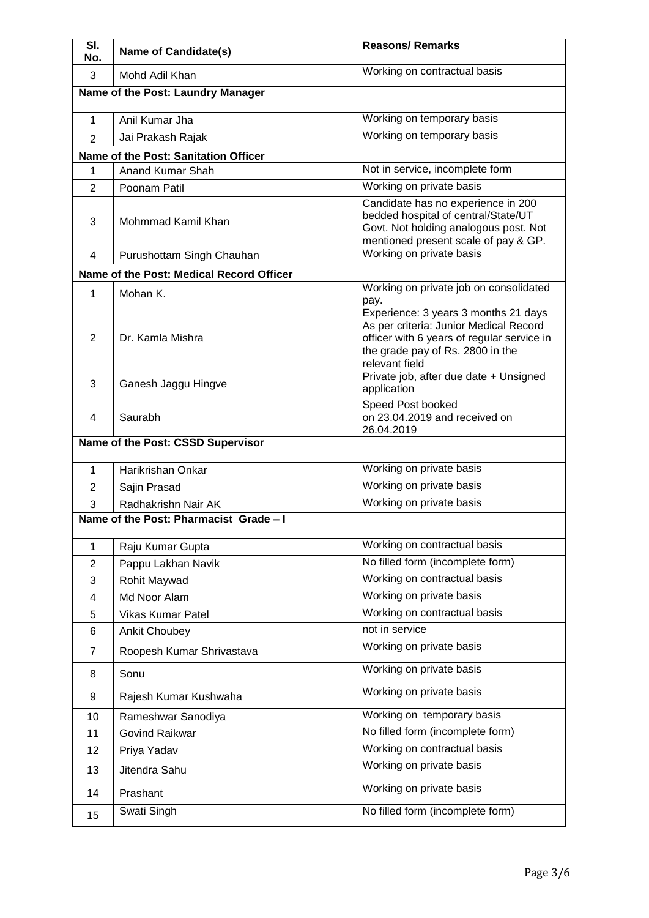| Sl. No. | Name of Candidate(s) | Reasons/ Remarks |
|---|---|---|
| 3 | Mohd Adil Khan | Working on contractual basis |
| **Name of the Post: Laundry Manager** | | |
| 1 | Anil Kumar Jha | Working on temporary basis |
| 2 | Jai Prakash Rajak | Working on temporary basis |
| **Name of the Post: Sanitation Officer** | | |
| 1 | Anand Kumar Shah | Not in service, incomplete form |
| 2 | Poonam Patil | Working on private basis |
| 3 | Mohmmad Kamil Khan | Candidate has no experience in 200 bedded hospital of central/State/UT Govt. Not holding analogous post. Not mentioned present scale of pay & GP. |
| 4 | Purushottam Singh Chauhan | Working on private basis |
| **Name of the Post: Medical Record Officer** | | |
| 1 | Mohan K. | Working on private job on consolidated pay. |
| 2 | Dr. Kamla Mishra | Experience: 3 years 3 months 21 days As per criteria: Junior Medical Record officer with 6 years of regular service in the grade pay of Rs. 2800 in the relevant field |
| 3 | Ganesh Jaggu Hingve | Private job, after due date + Unsigned application |
| 4 | Saurabh | Speed Post booked on 23.04.2019 and received on 26.04.2019 |
| **Name of the Post: CSSD Supervisor** | | |
| 1 | Harikrishan Onkar | Working on private basis |
| 2 | Sajin Prasad | Working on private basis |
| 3 | Radhakrishn Nair AK | Working on private basis |
| **Name of the Post: Pharmacist Grade – I** | | |
| 1 | Raju Kumar Gupta | Working on contractual basis |
| 2 | Pappu Lakhan Navik | No filled form (incomplete form) |
| 3 | Rohit Maywad | Working on contractual basis |
| 4 | Md Noor Alam | Working on private basis |
| 5 | Vikas Kumar Patel | Working on contractual basis |
| 6 | Ankit Choubey | not in service |
| 7 | Roopesh Kumar Shrivastava | Working on private basis |
| 8 | Sonu | Working on private basis |
| 9 | Rajesh Kumar Kushwaha | Working on private basis |
| 10 | Rameshwar Sanodiya | Working on temporary basis |
| 11 | Govind Raikwar | No filled form (incomplete form) |
| 12 | Priya Yadav | Working on contractual basis |
| 13 | Jitendra Sahu | Working on private basis |
| 14 | Prashant | Working on private basis |
| 15 | Swati Singh | No filled form (incomplete form) |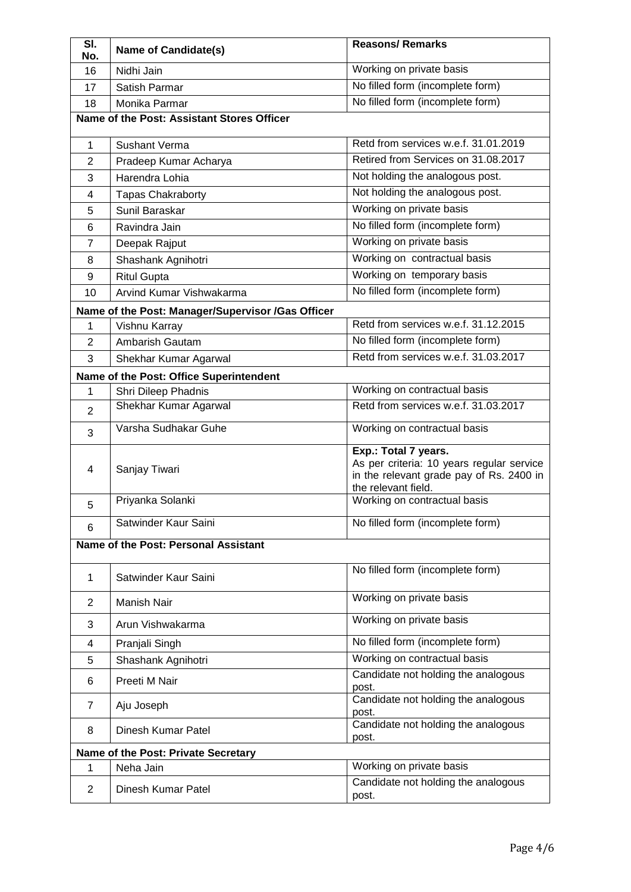| Sl. No. | Name of Candidate(s) | Reasons/ Remarks |
|---|---|---|
| 16 | Nidhi Jain | Working on private basis |
| 17 | Satish Parmar | No filled form (incomplete form) |
| 18 | Monika Parmar | No filled form (incomplete form) |
| **Name of the Post: Assistant Stores Officer** | | |
| 1 | Sushant Verma | Retd from services w.e.f. 31.01.2019 |
| 2 | Pradeep Kumar Acharya | Retired from Services on 31.08.2017 |
| 3 | Harendra Lohia | Not holding the analogous post. |
| 4 | Tapas Chakraborty | Not holding the analogous post. |
| 5 | Sunil Baraskar | Working on private basis |
| 6 | Ravindra Jain | No filled form (incomplete form) |
| 7 | Deepak Rajput | Working on private basis |
| 8 | Shashank Agnihotri | Working on contractual basis |
| 9 | Ritul Gupta | Working on temporary basis |
| 10 | Arvind Kumar Vishwakarma | No filled form (incomplete form) |
| **Name of the Post: Manager/Supervisor /Gas Officer** | | |
| 1 | Vishnu Karray | Retd from services w.e.f. 31.12.2015 |
| 2 | Ambarish Gautam | No filled form (incomplete form) |
| 3 | Shekhar Kumar Agarwal | Retd from services w.e.f. 31.03.2017 |
| **Name of the Post: Office Superintendent** | | |
| 1 | Shri Dileep Phadnis | Working on contractual basis |
| 2 | Shekhar Kumar Agarwal | Retd from services w.e.f. 31.03.2017 |
| 3 | Varsha Sudhakar Guhe | Working on contractual basis |
| 4 | Sanjay Tiwari | **Exp.: Total 7 years.** As per criteria: 10 years regular service in the relevant grade pay of Rs. 2400 in the relevant field. |
| 5 | Priyanka Solanki | Working on contractual basis |
| 6 | Satwinder Kaur Saini | No filled form (incomplete form) |
| **Name of the Post: Personal Assistant** | | |
| 1 | Satwinder Kaur Saini | No filled form (incomplete form) |
| 2 | Manish Nair | Working on private basis |
| 3 | Arun Vishwakarma | Working on private basis |
| 4 | Pranjali Singh | No filled form (incomplete form) |
| 5 | Shashank Agnihotri | Working on contractual basis |
| 6 | Preeti M Nair | Candidate not holding the analogous post. |
| 7 | Aju Joseph | Candidate not holding the analogous post. |
| 8 | Dinesh Kumar Patel | Candidate not holding the analogous post. |
| **Name of the Post: Private Secretary** | | |
| 1 | Neha Jain | Working on private basis |
| 2 | Dinesh Kumar Patel | Candidate not holding the analogous post. |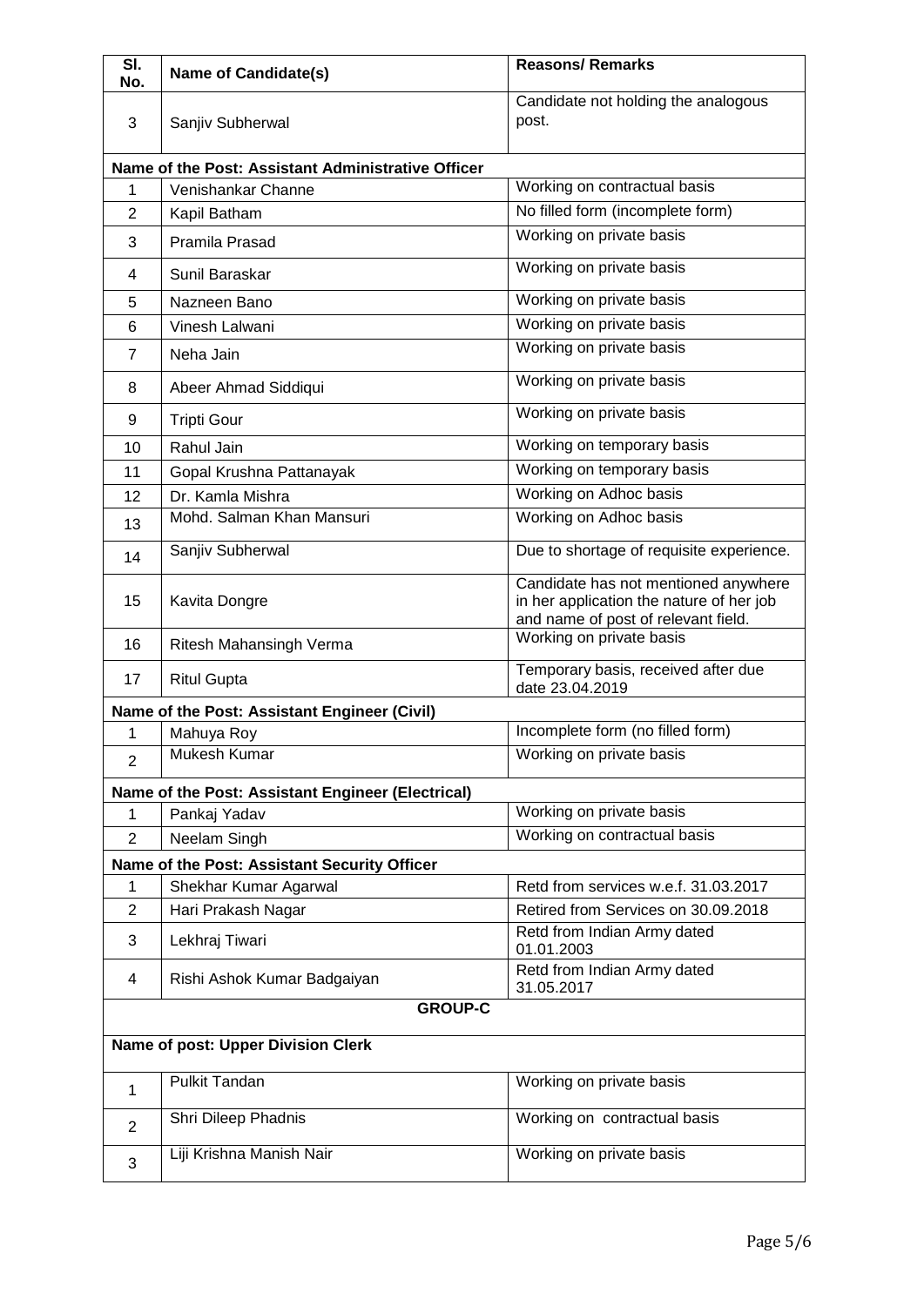| Sl. No. | Name of Candidate(s) | Reasons/ Remarks |
|---|---|---|
| 3 | Sanjiv Subherwal | Candidate not holding the analogous post. |
| **Name of the Post: Assistant Administrative Officer** | | |
| 1 | Venishankar Channe | Working on contractual basis |
| 2 | Kapil Batham | No filled form (incomplete form) |
| 3 | Pramila Prasad | Working on private basis |
| 4 | Sunil Baraskar | Working on private basis |
| 5 | Nazneen Bano | Working on private basis |
| 6 | Vinesh Lalwani | Working on private basis |
| 7 | Neha Jain | Working on private basis |
| 8 | Abeer Ahmad Siddiqui | Working on private basis |
| 9 | Tripti Gour | Working on private basis |
| 10 | Rahul Jain | Working on temporary basis |
| 11 | Gopal Krushna Pattanayak | Working on temporary basis |
| 12 | Dr. Kamla Mishra | Working on Adhoc basis |
| 13 | Mohd. Salman Khan Mansuri | Working on Adhoc basis |
| 14 | Sanjiv Subherwal | Due to shortage of requisite experience. |
| 15 | Kavita Dongre | Candidate has not mentioned anywhere in her application the nature of her job and name of post of relevant field. |
| 16 | Ritesh Mahansingh Verma | Working on private basis |
| 17 | Ritul Gupta | Temporary basis, received after due date 23.04.2019 |
| **Name of the Post: Assistant Engineer (Civil)** | | |
| 1 | Mahuya Roy | Incomplete form (no filled form) |
| 2 | Mukesh Kumar | Working on private basis |
| **Name of the Post: Assistant Engineer (Electrical)** | | |
| 1 | Pankaj Yadav | Working on private basis |
| 2 | Neelam Singh | Working on contractual basis |
| **Name of the Post: Assistant Security Officer** | | |
| 1 | Shekhar Kumar Agarwal | Retd from services w.e.f. 31.03.2017 |
| 2 | Hari Prakash Nagar | Retired from Services on 30.09.2018 |
| 3 | Lekhraj Tiwari | Retd from Indian Army dated 01.01.2003 |
| 4 | Rishi Ashok Kumar Badgaiyan | Retd from Indian Army dated 31.05.2017 |
| **GROUP-C** | | |
| **Name of post: Upper Division Clerk** | | |
| 1 | Pulkit Tandan | Working on private basis |
| 2 | Shri Dileep Phadnis | Working on contractual basis |
| 3 | Liji Krishna Manish Nair | Working on private basis |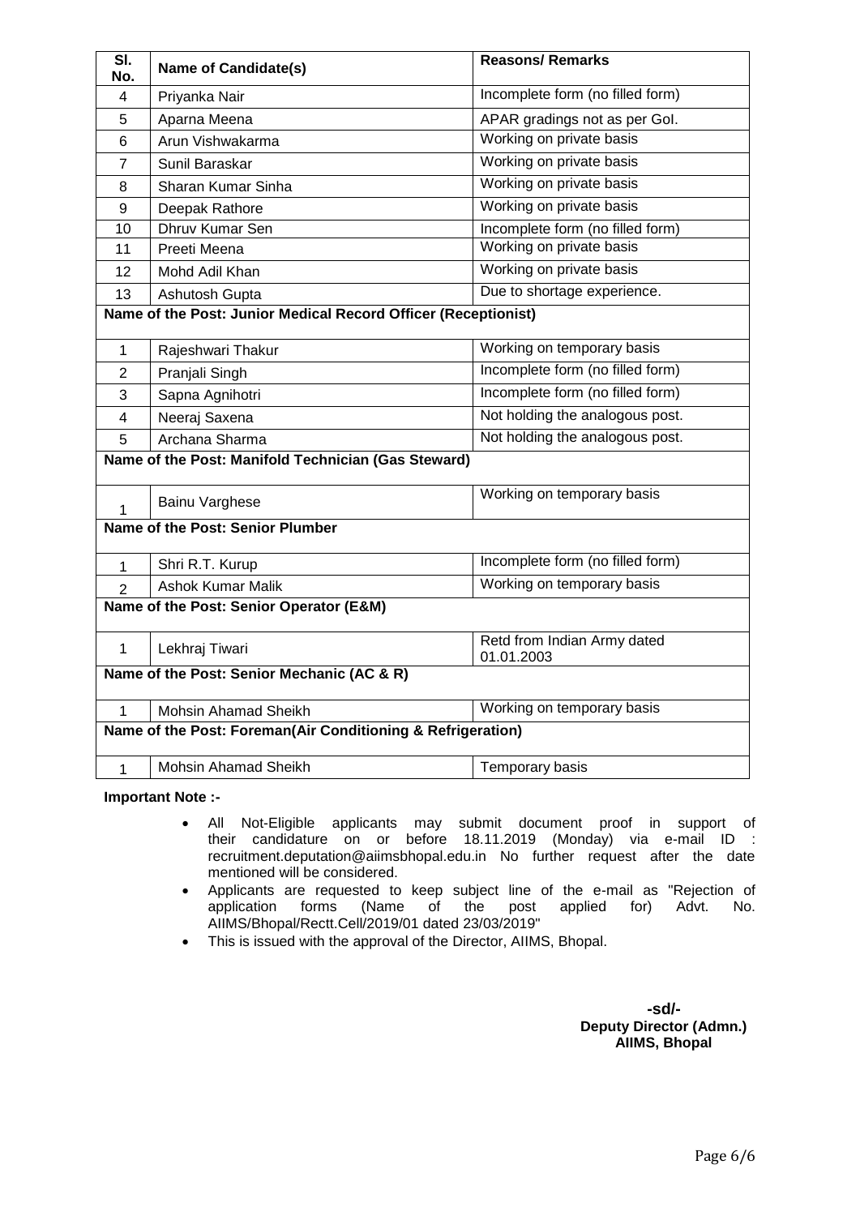| Sl. No. | Name of Candidate(s) | Reasons/ Remarks |
|---|---|---|
| 4 | Priyanka Nair | Incomplete form (no filled form) |
| 5 | Aparna Meena | APAR gradings not as per GoI. |
| 6 | Arun Vishwakarma | Working on private basis |
| 7 | Sunil Baraskar | Working on private basis |
| 8 | Sharan Kumar Sinha | Working on private basis |
| 9 | Deepak Rathore | Working on private basis |
| 10 | Dhruv Kumar Sen | Incomplete form (no filled form) |
| 11 | Preeti Meena | Working on private basis |
| 12 | Mohd Adil Khan | Working on private basis |
| 13 | Ashutosh Gupta | Due to shortage experience. |
| **Name of the Post: Junior Medical Record Officer (Receptionist)** | | |
| 1 | Rajeshwari Thakur | Working on temporary basis |
| 2 | Pranjali Singh | Incomplete form (no filled form) |
| 3 | Sapna Agnihotri | Incomplete form (no filled form) |
| 4 | Neeraj Saxena | Not holding the analogous post. |
| 5 | Archana Sharma | Not holding the analogous post. |
| **Name of the Post: Manifold Technician (Gas Steward)** | | |
| 1 | Bainu Varghese | Working on temporary basis |
| **Name of the Post: Senior Plumber** | | |
| 1 | Shri R.T. Kurup | Incomplete form (no filled form) |
| 2 | Ashok Kumar Malik | Working on temporary basis |
| **Name of the Post: Senior Operator (E&M)** | | |
| 1 | Lekhraj Tiwari | Retd from Indian Army dated 01.01.2003 |
| **Name of the Post: Senior Mechanic (AC & R)** | | |
| 1 | Mohsin Ahamad Sheikh | Working on temporary basis |
| **Name of the Post: Foreman(Air Conditioning & Refrigeration)** | | |
| 1 | Mohsin Ahamad Sheikh | Temporary basis |

**Important Note :-**

- All Not-Eligible applicants may submit document proof in support of their candidature on or before 18.11.2019 (Monday) via e-mail ID : recruitment.deputation@aiimsbhopal.edu.in No further request after the date mentioned will be considered.
- Applicants are requested to keep subject line of the e-mail as "Rejection of application forms (Name of the post applied for) Advt. No. AIIMS/Bhopal/Rectt.Cell/2019/01 dated 23/03/2019"
- This is issued with the approval of the Director, AIIMS, Bhopal.

**-sd/-**
**Deputy Director (Admn.)**
**AIIMS, Bhopal**